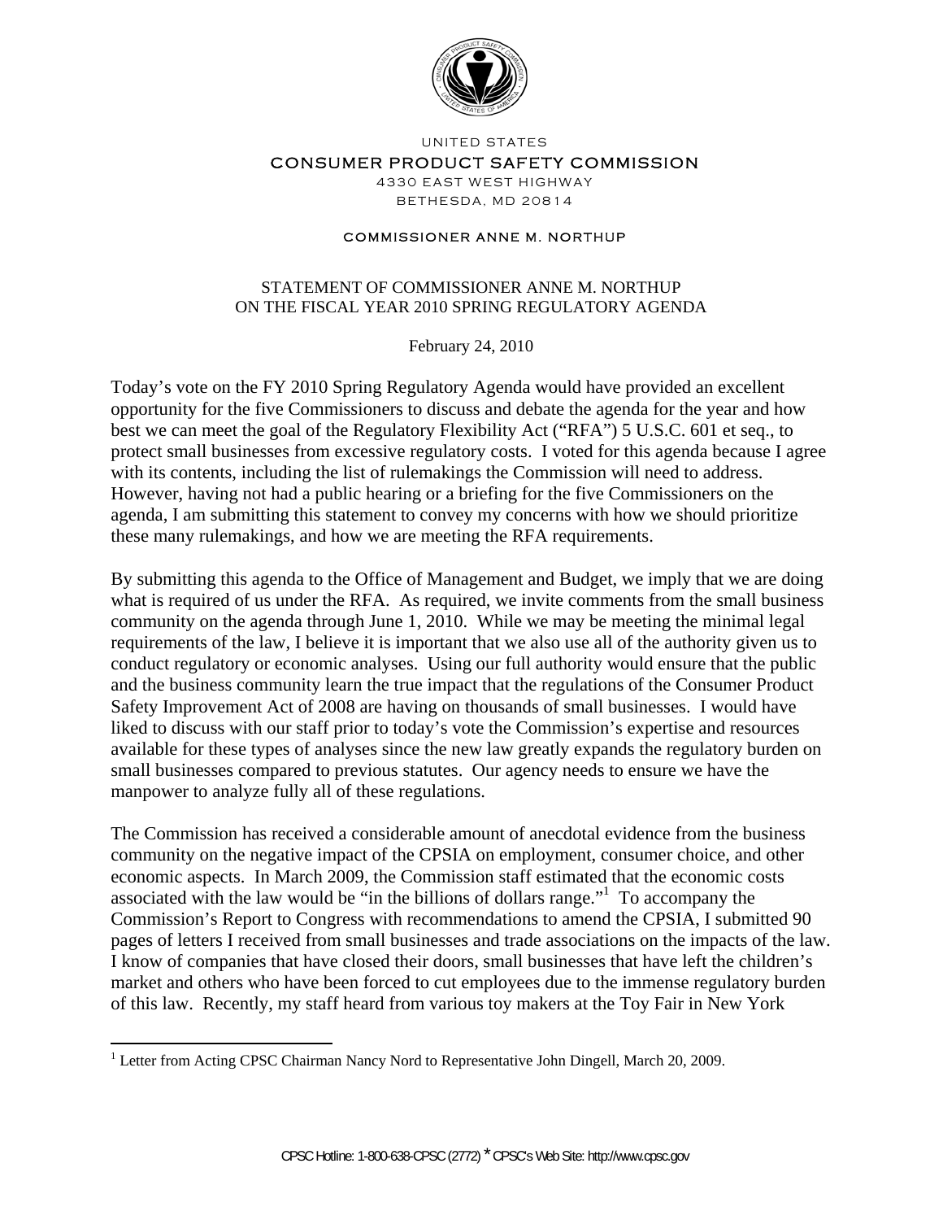UNITED STATES

CONSUMER PRODUCT SAFETY COMMISSION

4330 EAST WEST HIGHWAY

BETHESDA, MD 20814

COMMISSIONER ANNE M. NORTHUP

# STATEMENT OF COMMISSIONER ANNE M. NORTHUP ON THE FISCAL YEAR 2010 SPRING REGULATORY AGENDA

February 24, 2010

Today's vote on the FY 2010 Spring Regulatory Agenda would have provided an excellent opportunity for the five Commissioners to discuss and debate the agenda for the year and how best we can meet the goal of the Regulatory Flexibility Act ("RFA") 5 U.S.C. 601 et seq., to protect small businesses from excessive regulatory costs. I voted for this agenda because I agree with its contents, including the list of rulemakings the Commission will need to address. However, having not had a public hearing or a briefing for the five Commissioners on the agenda, I am submitting this statement to convey my concerns with how we should prioritize these many rulemakings, and how we are meeting the RFA requirements.

By submitting this agenda to the Office of Management and Budget, we imply that we are doing what is required of us under the RFA. As required, we invite comments from the small business community on the agenda through June 1, 2010. While we may be meeting the minimal legal requirements of the law, I believe it is important that we also use all of the authority given us to conduct regulatory or economic analyses. Using our full authority would ensure that the public and the business community learn the true impact that the regulations of the Consumer Product Safety Improvement Act of 2008 are having on thousands of small businesses. I would have liked to discuss with our staff prior to today's vote the Commission's expertise and resources available for these types of analyses since the new law greatly expands the regulatory burden on small businesses compared to previous statutes. Our agency needs to ensure we have the manpower to analyze fully all of these regulations.

The Commission has received a considerable amount of anecdotal evidence from the business community on the negative impact of the CPSIA on employment, consumer choice, and other economic aspects. In March 2009, the Commission staff estimated that the economic costs associated with the law would be "in the billions of dollars range."[1] To accompany the Commission's Report to Congress with recommendations to amend the CPSIA, I submitted 90 pages of letters I received from small businesses and trade associations on the impacts of the law. I know of companies that have closed their doors, small businesses that have left the children's market and others who have been forced to cut employees due to the immense regulatory burden of this law. Recently, my staff heard from various toy makers at the Toy Fair in New York

[1] Letter from Acting CPSC Chairman Nancy Nord to Representative John Dingell, March 20, 2009.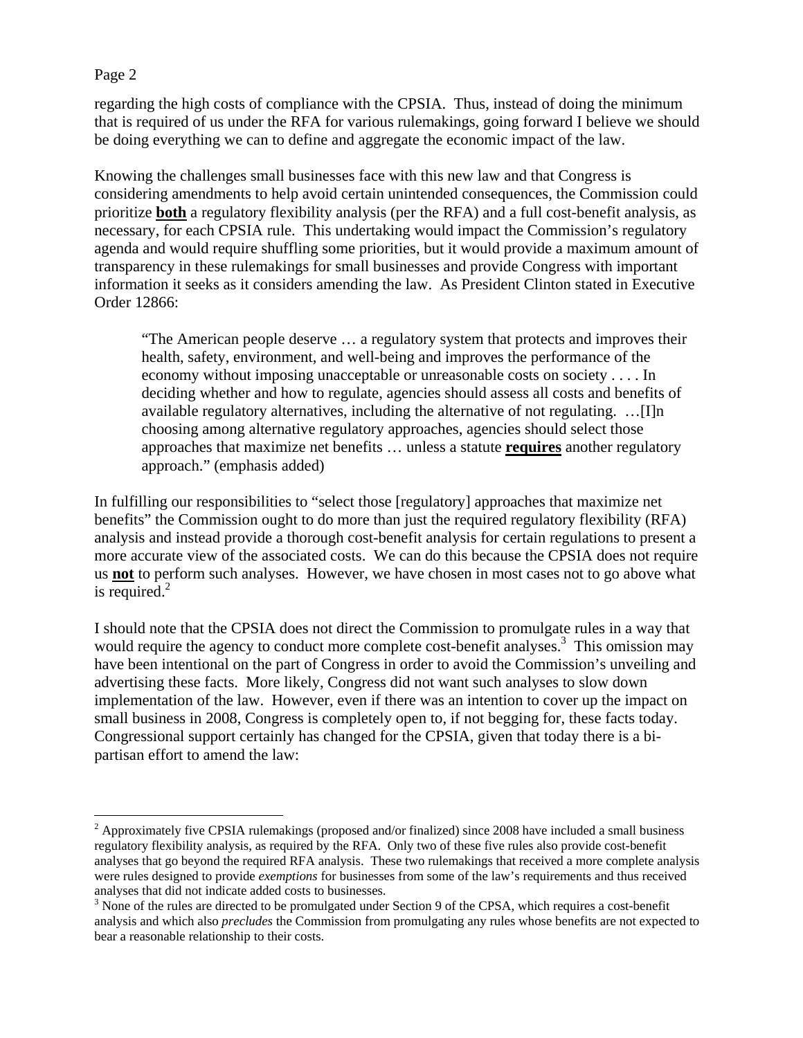regarding the high costs of compliance with the CPSIA. Thus, instead of doing the minimum that is required of us under the RFA for various rulemakings, going forward I believe we should be doing everything we can to define and aggregate the economic impact of the law.

Knowing the challenges small businesses face with this new law and that Congress is considering amendments to help avoid certain unintended consequences, the Commission could prioritize **both** a regulatory flexibility analysis (per the RFA) and a full cost-benefit analysis, as necessary, for each CPSIA rule. This undertaking would impact the Commission's regulatory agenda and would require shuffling some priorities, but it would provide a maximum amount of transparency in these rulemakings for small businesses and provide Congress with important information it seeks as it considers amending the law. As President Clinton stated in Executive Order 12866:

> "The American people deserve … a regulatory system that protects and improves their health, safety, environment, and well-being and improves the performance of the economy without imposing unacceptable or unreasonable costs on society . . . . In deciding whether and how to regulate, agencies should assess all costs and benefits of available regulatory alternatives, including the alternative of not regulating. …[I]n choosing among alternative regulatory approaches, agencies should select those approaches that maximize net benefits … unless a statute **requires** another regulatory approach." (emphasis added)

In fulfilling our responsibilities to "select those [regulatory] approaches that maximize net benefits" the Commission ought to do more than just the required regulatory flexibility (RFA) analysis and instead provide a thorough cost-benefit analysis for certain regulations to present a more accurate view of the associated costs. We can do this because the CPSIA does not require us **not** to perform such analyses. However, we have chosen in most cases not to go above what is required.[2]

I should note that the CPSIA does not direct the Commission to promulgate rules in a way that would require the agency to conduct more complete cost-benefit analyses.[3] This omission may have been intentional on the part of Congress in order to avoid the Commission's unveiling and advertising these facts. More likely, Congress did not want such analyses to slow down implementation of the law. However, even if there was an intention to cover up the impact on small business in 2008, Congress is completely open to, if not begging for, these facts today. Congressional support certainly has changed for the CPSIA, given that today there is a bi-partisan effort to amend the law:

---

[2] Approximately five CPSIA rulemakings (proposed and/or finalized) since 2008 have included a small business regulatory flexibility analysis, as required by the RFA. Only two of these five rules also provide cost-benefit analyses that go beyond the required RFA analysis. These two rulemakings that received a more complete analysis were rules designed to provide *exemptions* for businesses from some of the law's requirements and thus received analyses that did not indicate added costs to businesses.

[3] None of the rules are directed to be promulgated under Section 9 of the CPSA, which requires a cost-benefit analysis and which also *precludes* the Commission from promulgating any rules whose benefits are not expected to bear a reasonable relationship to their costs.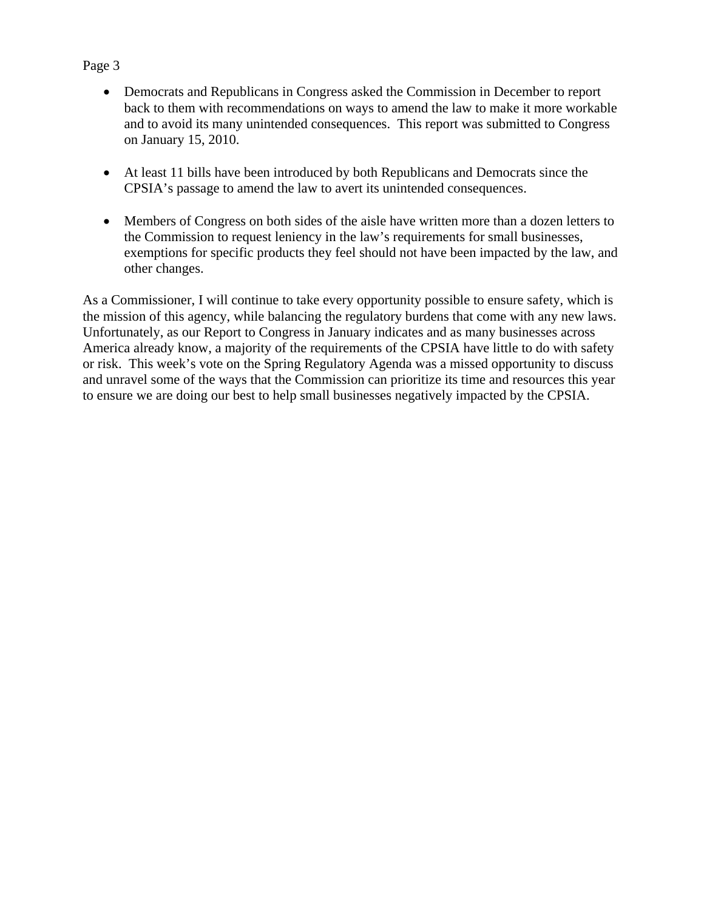- Democrats and Republicans in Congress asked the Commission in December to report back to them with recommendations on ways to amend the law to make it more workable and to avoid its many unintended consequences.  This report was submitted to Congress on January 15, 2010.

- At least 11 bills have been introduced by both Republicans and Democrats since the CPSIA's passage to amend the law to avert its unintended consequences.

- Members of Congress on both sides of the aisle have written more than a dozen letters to the Commission to request leniency in the law's requirements for small businesses, exemptions for specific products they feel should not have been impacted by the law, and other changes.

As a Commissioner, I will continue to take every opportunity possible to ensure safety, which is the mission of this agency, while balancing the regulatory burdens that come with any new laws. Unfortunately, as our Report to Congress in January indicates and as many businesses across America already know, a majority of the requirements of the CPSIA have little to do with safety or risk.  This week's vote on the Spring Regulatory Agenda was a missed opportunity to discuss and unravel some of the ways that the Commission can prioritize its time and resources this year to ensure we are doing our best to help small businesses negatively impacted by the CPSIA.